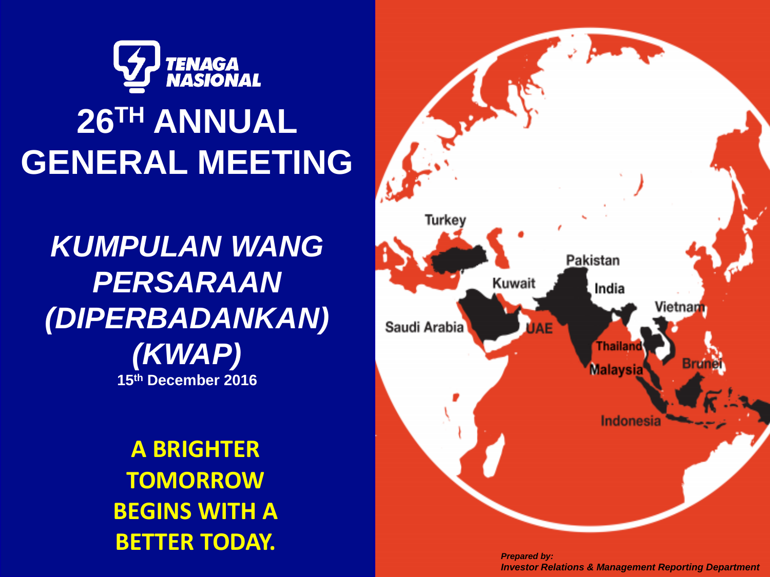TENAGA NASIONAL

# 26TH ANNUAL GENERAL MEETING

## *KUMPULAN WANG PERSARAAN (DIPERBADANKAN) (KWAP)*

**15th December 2016**

**A BRIGHTER TOMORROW BEGINS WITH A BETTER TODAY.**

Turkey
Kuwait
Pakistan
India
Vietnam
Saudi Arabia
UAE
Thailand
Brunei
Malaysia
Indonesia

***Prepared by:***
***Investor Relations & Management Reporting Department***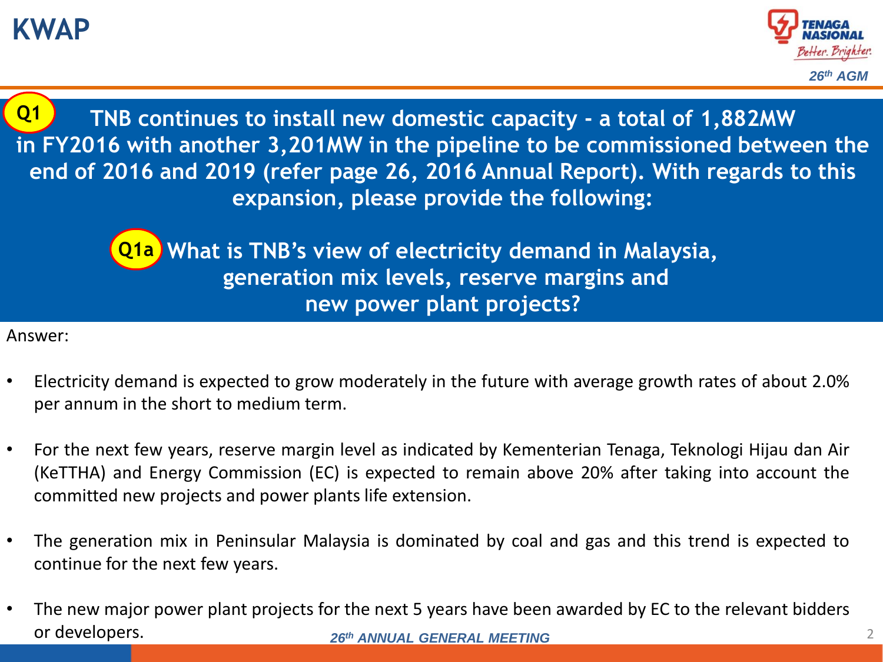# KWAP

**Q1** TNB continues to install new domestic capacity - a total of 1,882MW in FY2016 with another 3,201MW in the pipeline to be commissioned between the end of 2016 and 2019 (refer page 26, 2016 Annual Report). With regards to this expansion, please provide the following:

**Q1a** What is TNB's view of electricity demand in Malaysia, generation mix levels, reserve margins and new power plant projects?

Answer:

- Electricity demand is expected to grow moderately in the future with average growth rates of about 2.0% per annum in the short to medium term.
- For the next few years, reserve margin level as indicated by Kementerian Tenaga, Teknologi Hijau dan Air (KeTTHA) and Energy Commission (EC) is expected to remain above 20% after taking into account the committed new projects and power plants life extension.
- The generation mix in Peninsular Malaysia is dominated by coal and gas and this trend is expected to continue for the next few years.
- The new major power plant projects for the next 5 years have been awarded by EC to the relevant bidders or developers.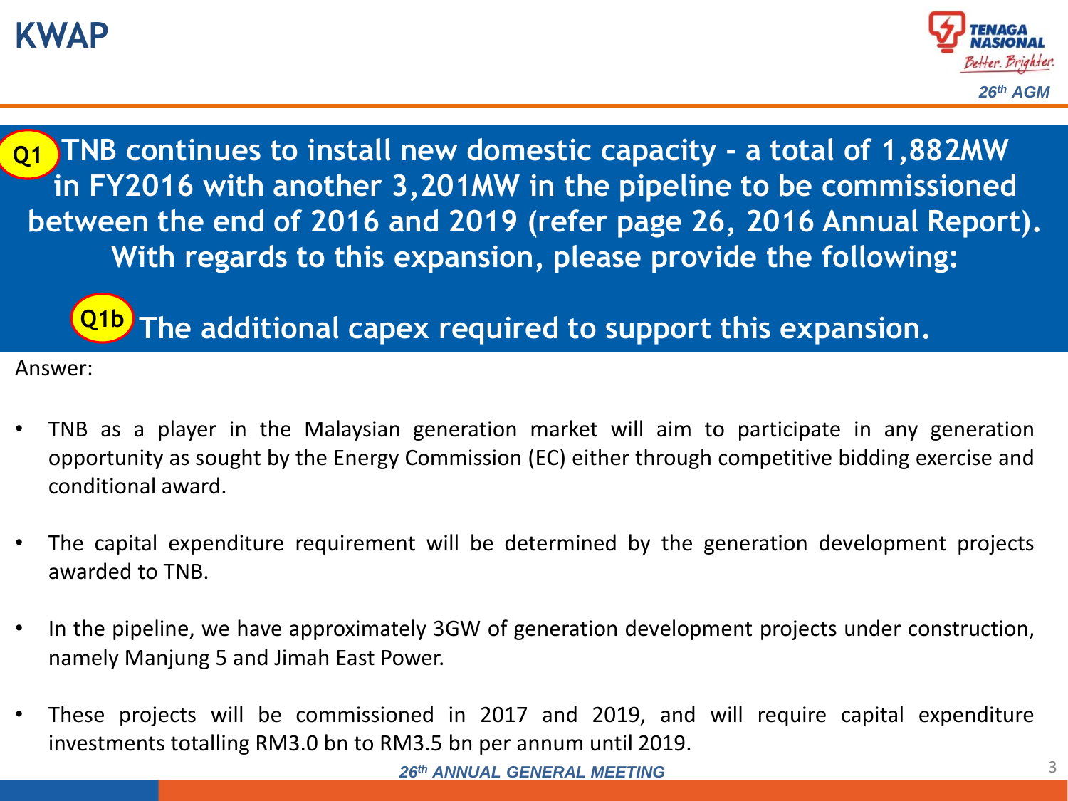# KWAP

**Q1** **TNB continues to install new domestic capacity - a total of 1,882MW in FY2016 with another 3,201MW in the pipeline to be commissioned between the end of 2016 and 2019 (refer page 26, 2016 Annual Report). With regards to this expansion, please provide the following:**

**Q1b** **The additional capex required to support this expansion.**

Answer:

- TNB as a player in the Malaysian generation market will aim to participate in any generation opportunity as sought by the Energy Commission (EC) either through competitive bidding exercise and conditional award.
- The capital expenditure requirement will be determined by the generation development projects awarded to TNB.
- In the pipeline, we have approximately 3GW of generation development projects under construction, namely Manjung 5 and Jimah East Power.
- These projects will be commissioned in 2017 and 2019, and will require capital expenditure investments totalling RM3.0 bn to RM3.5 bn per annum until 2019.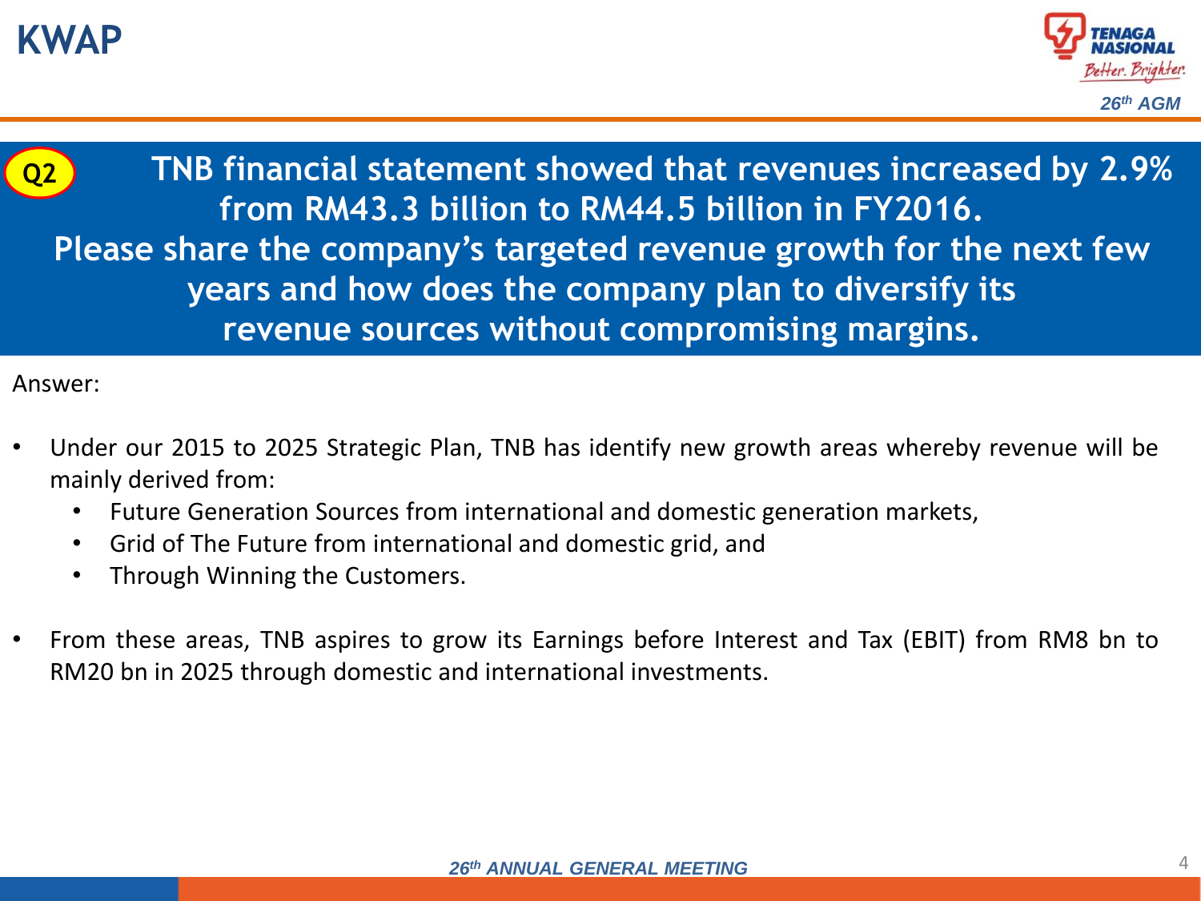# KWAP

**Q2** **TNB financial statement showed that revenues increased by 2.9% from RM43.3 billion to RM44.5 billion in FY2016. Please share the company's targeted revenue growth for the next few years and how does the company plan to diversify its revenue sources without compromising margins.**

Answer:

- Under our 2015 to 2025 Strategic Plan, TNB has identify new growth areas whereby revenue will be mainly derived from:
  - Future Generation Sources from international and domestic generation markets,
  - Grid of The Future from international and domestic grid, and
  - Through Winning the Customers.
- From these areas, TNB aspires to grow its Earnings before Interest and Tax (EBIT) from RM8 bn to RM20 bn in 2025 through domestic and international investments.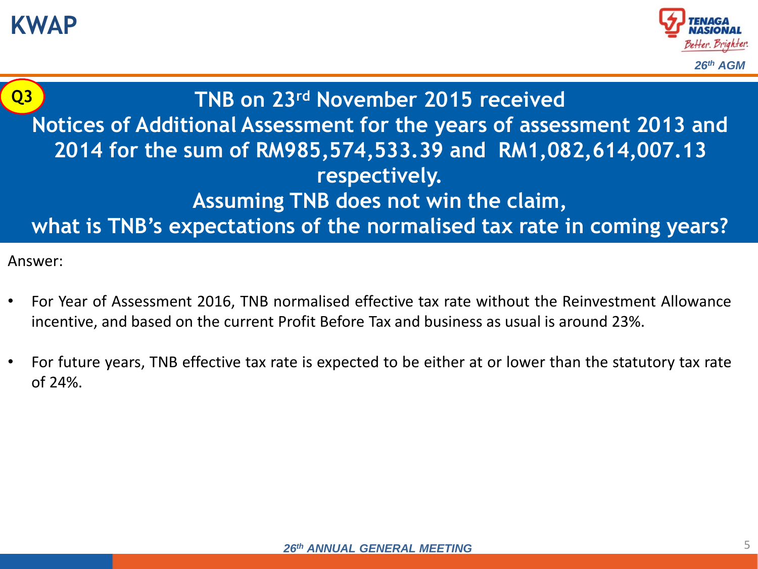# KWAP

**Q3**

## TNB on 23rd November 2015 received Notices of Additional Assessment for the years of assessment 2013 and 2014 for the sum of RM985,574,533.39 and RM1,082,614,007.13 respectively. Assuming TNB does not win the claim, what is TNB's expectations of the normalised tax rate in coming years?

Answer:

- For Year of Assessment 2016, TNB normalised effective tax rate without the Reinvestment Allowance incentive, and based on the current Profit Before Tax and business as usual is around 23%.
- For future years, TNB effective tax rate is expected to be either at or lower than the statutory tax rate of 24%.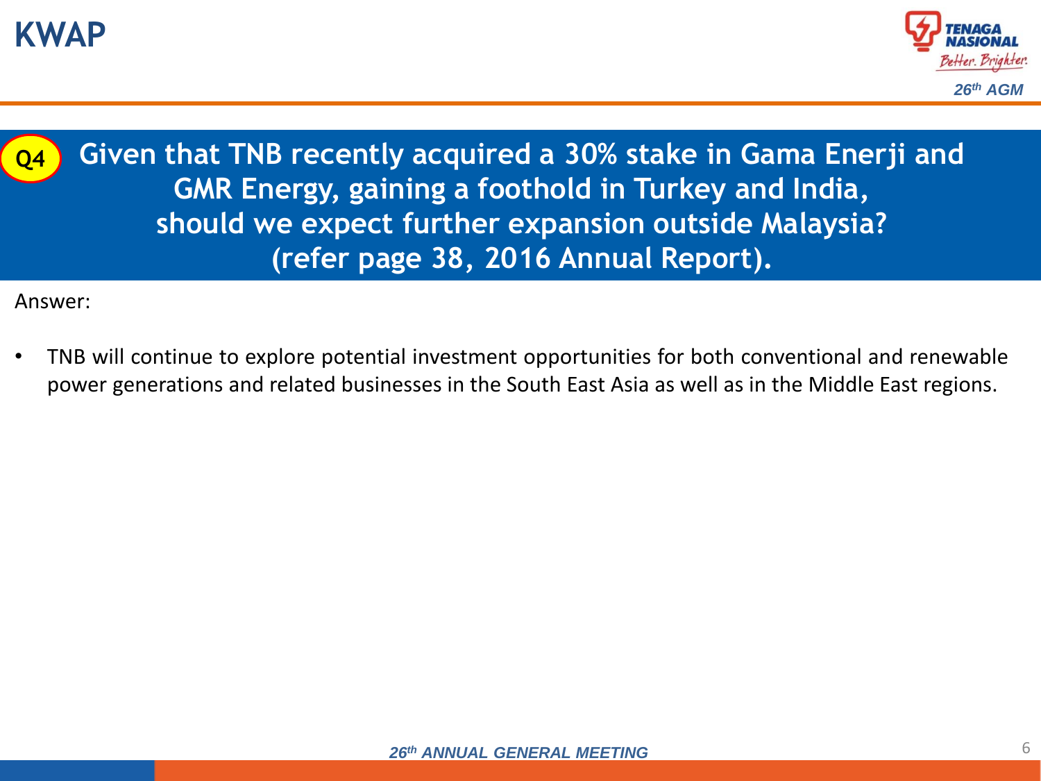# KWAP

**Q4** **Given that TNB recently acquired a 30% stake in Gama Enerji and GMR Energy, gaining a foothold in Turkey and India, should we expect further expansion outside Malaysia? (refer page 38, 2016 Annual Report).**

Answer:

- TNB will continue to explore potential investment opportunities for both conventional and renewable power generations and related businesses in the South East Asia as well as in the Middle East regions.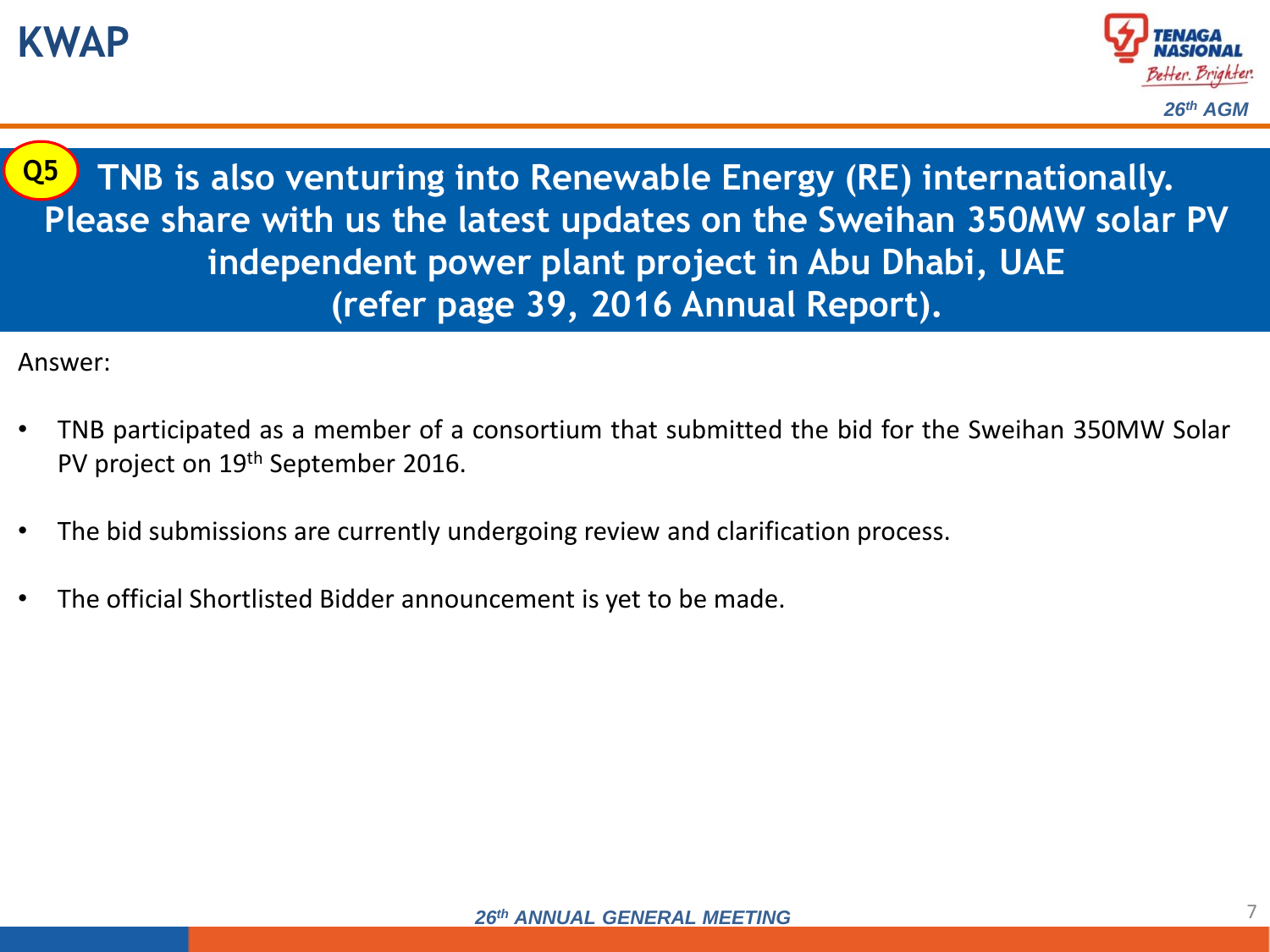# KWAP

## Q5 TNB is also venturing into Renewable Energy (RE) internationally. Please share with us the latest updates on the Sweihan 350MW solar PV independent power plant project in Abu Dhabi, UAE (refer page 39, 2016 Annual Report).

Answer:

- TNB participated as a member of a consortium that submitted the bid for the Sweihan 350MW Solar PV project on 19th September 2016.
- The bid submissions are currently undergoing review and clarification process.
- The official Shortlisted Bidder announcement is yet to be made.